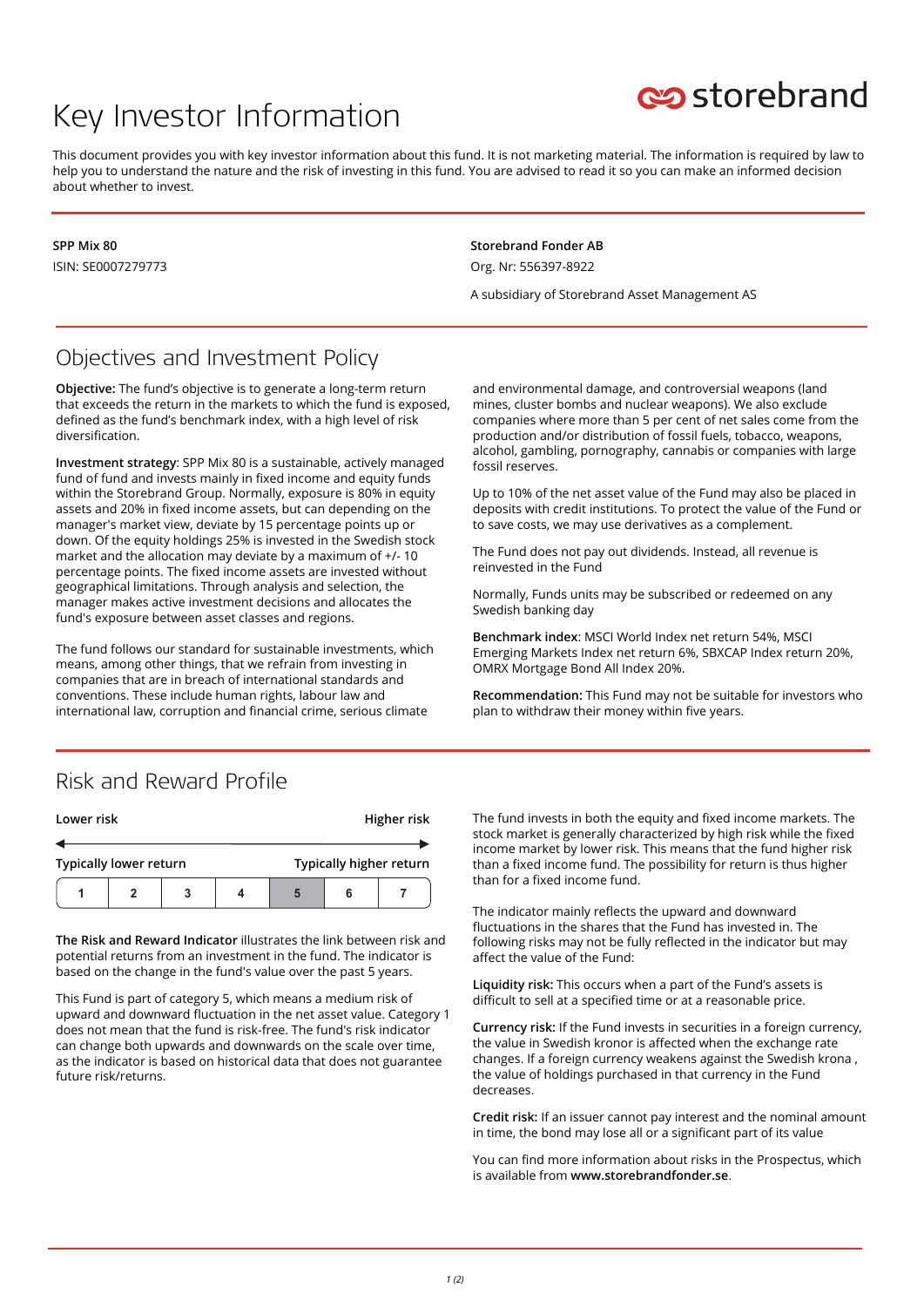# Key Investor Information

storebrand

This document provides you with key investor information about this fund. It is not marketing material. The information is required by law to help you to understand the nature and the risk of investing in this fund. You are advised to read it so you can make an informed decision about whether to invest.

**SPP Mix 80**

ISIN: SE0007279773

**Storebrand Fonder AB**

Org. Nr: 556397-8922

A subsidiary of Storebrand Asset Management AS

## Objectives and Investment Policy

**Objective:** The fund's objective is to generate a long-term return that exceeds the return in the markets to which the fund is exposed, defined as the fund's benchmark index, with a high level of risk diversification.

**Investment strategy**: SPP Mix 80 is a sustainable, actively managed fund of fund and invests mainly in fixed income and equity funds within the Storebrand Group. Normally, exposure is 80% in equity assets and 20% in fixed income assets, but can depending on the manager's market view, deviate by 15 percentage points up or down. Of the equity holdings 25% is invested in the Swedish stock market and the allocation may deviate by a maximum of +/- 10 percentage points. The fixed income assets are invested without geographical limitations. Through analysis and selection, the manager makes active investment decisions and allocates the fund's exposure between asset classes and regions.

The fund follows our standard for sustainable investments, which means, among other things, that we refrain from investing in companies that are in breach of international standards and conventions. These include human rights, labour law and international law, corruption and financial crime, serious climate and environmental damage, and controversial weapons (land mines, cluster bombs and nuclear weapons). We also exclude companies where more than 5 per cent of net sales come from the production and/or distribution of fossil fuels, tobacco, weapons, alcohol, gambling, pornography, cannabis or companies with large fossil reserves.

Up to 10% of the net asset value of the Fund may also be placed in deposits with credit institutions. To protect the value of the Fund or to save costs, we may use derivatives as a complement.

The Fund does not pay out dividends. Instead, all revenue is reinvested in the Fund

Normally, Funds units may be subscribed or redeemed on any Swedish banking day

**Benchmark index**: MSCI World Index net return 54%, MSCI Emerging Markets Index net return 6%, SBXCAP Index return 20%, OMRX Mortgage Bond All Index 20%.

**Recommendation:** This Fund may not be suitable for investors who plan to withdraw their money within five years.

## Risk and Reward Profile

**Lower risk** ← → **Higher risk**

**Typically lower return** — **Typically higher return**

| 1 | 2 | 3 | 4 | **5** | 6 | 7 |
|---|---|---|---|---|---|---|

**The Risk and Reward Indicator** illustrates the link between risk and potential returns from an investment in the fund. The indicator is based on the change in the fund's value over the past 5 years.

This Fund is part of category 5, which means a medium risk of upward and downward fluctuation in the net asset value. Category 1 does not mean that the fund is risk-free. The fund's risk indicator can change both upwards and downwards on the scale over time, as the indicator is based on historical data that does not guarantee future risk/returns.

The fund invests in both the equity and fixed income markets. The stock market is generally characterized by high risk while the fixed income market by lower risk. This means that the fund higher risk than a fixed income fund. The possibility for return is thus higher than for a fixed income fund.

The indicator mainly reflects the upward and downward fluctuations in the shares that the Fund has invested in. The following risks may not be fully reflected in the indicator but may affect the value of the Fund:

**Liquidity risk:** This occurs when a part of the Fund's assets is difficult to sell at a specified time or at a reasonable price.

**Currency risk:** If the Fund invests in securities in a foreign currency, the value in Swedish kronor is affected when the exchange rate changes. If a foreign currency weakens against the Swedish krona , the value of holdings purchased in that currency in the Fund decreases.

**Credit risk:** If an issuer cannot pay interest and the nominal amount in time, the bond may lose all or a significant part of its value

You can find more information about risks in the Prospectus, which is available from **www.storebrandfonder.se**.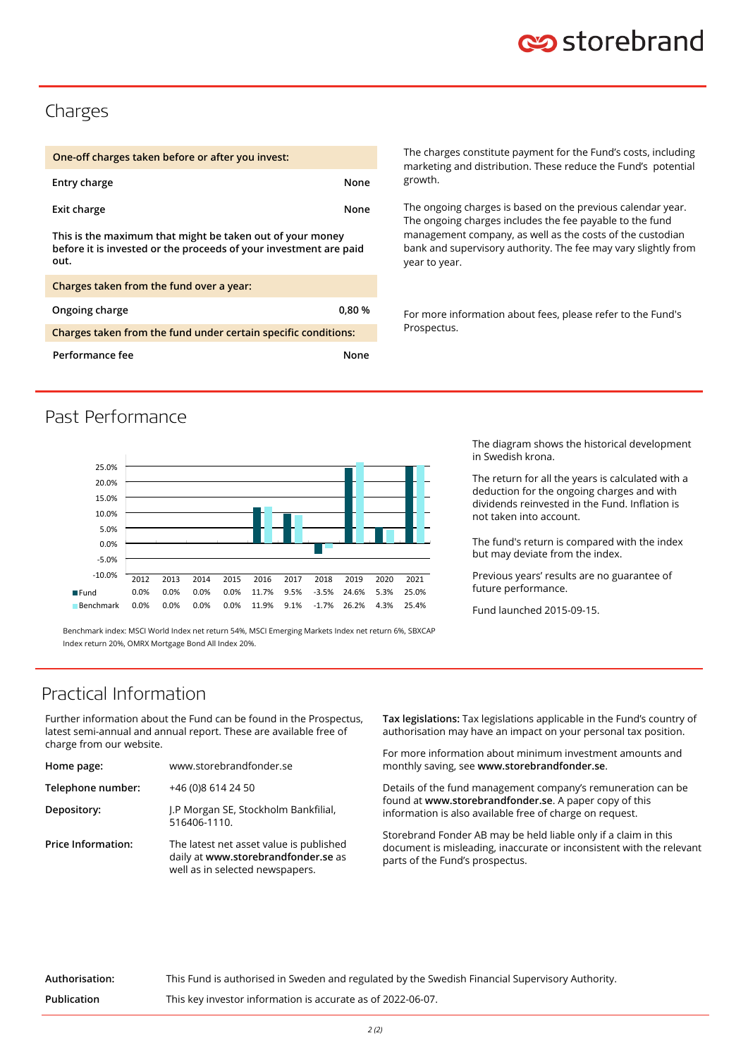## Charges

| One-off charges taken before or after you invest: | |
|---|---|
| **Entry charge** | **None** |
| **Exit charge** | **None** |
| **This is the maximum that might be taken out of your money before it is invested or the proceeds of your investment are paid out.** | |
| **Charges taken from the fund over a year:** | |
| **Ongoing charge** | **0,80 %** |
| **Charges taken from the fund under certain specific conditions:** | |
| **Performance fee** | **None** |

The charges constitute payment for the Fund's costs, including marketing and distribution. These reduce the Fund's potential growth.

The ongoing charges is based on the previous calendar year. The ongoing charges includes the fee payable to the fund management company, as well as the costs of the custodian bank and supervisory authority. The fee may vary slightly from year to year.

For more information about fees, please refer to the Fund's Prospectus.

## Past Performance

25.0%
20.0%
15.0%
10.0%
5.0%
0.0%
-5.0%
-10.0%

2012 2013 2014 2015 2016 2017 2018 2019 2020 2021

Fund 0.0% 0.0% 0.0% 0.0% 11.7% 9.5% -3.5% 24.6% 5.3% 25.0%

Benchmark 0.0% 0.0% 0.0% 0.0% 11.9% 9.1% -1.7% 26.2% 4.3% 25.4%

Benchmark index: MSCI World Index net return 54%, MSCI Emerging Markets Index net return 6%, SBXCAP Index return 20%, OMRX Mortgage Bond All Index 20%.

The diagram shows the historical development in Swedish krona.

The return for all the years is calculated with a deduction for the ongoing charges and with dividends reinvested in the Fund. Inflation is not taken into account.

The fund's return is compared with the index but may deviate from the index.

Previous years' results are no guarantee of future performance.

Fund launched 2015-09-15.

## Practical Information

Further information about the Fund can be found in the Prospectus, latest semi-annual and annual report. These are available free of charge from our website.

| | |
|---|---|
| **Home page:** | www.storebrandfonder.se |
| **Telephone number:** | +46 (0)8 614 24 50 |
| **Depository:** | J.P Morgan SE, Stockholm Bankfilial, 516406-1110. |
| **Price Information:** | The latest net asset value is published daily at **www.storebrandfonder.se** as well as in selected newspapers. |

**Tax legislations:** Tax legislations applicable in the Fund's country of authorisation may have an impact on your personal tax position.

For more information about minimum investment amounts and monthly saving, see **www.storebrandfonder.se**.

Details of the fund management company's remuneration can be found at **www.storebrandfonder.se**. A paper copy of this information is also available free of charge on request.

Storebrand Fonder AB may be held liable only if a claim in this document is misleading, inaccurate or inconsistent with the relevant parts of the Fund's prospectus.

| | |
|---|---|
| **Authorisation:** | This Fund is authorised in Sweden and regulated by the Swedish Financial Supervisory Authority. |
| **Publication** | This key investor information is accurate as of 2022-06-07. |